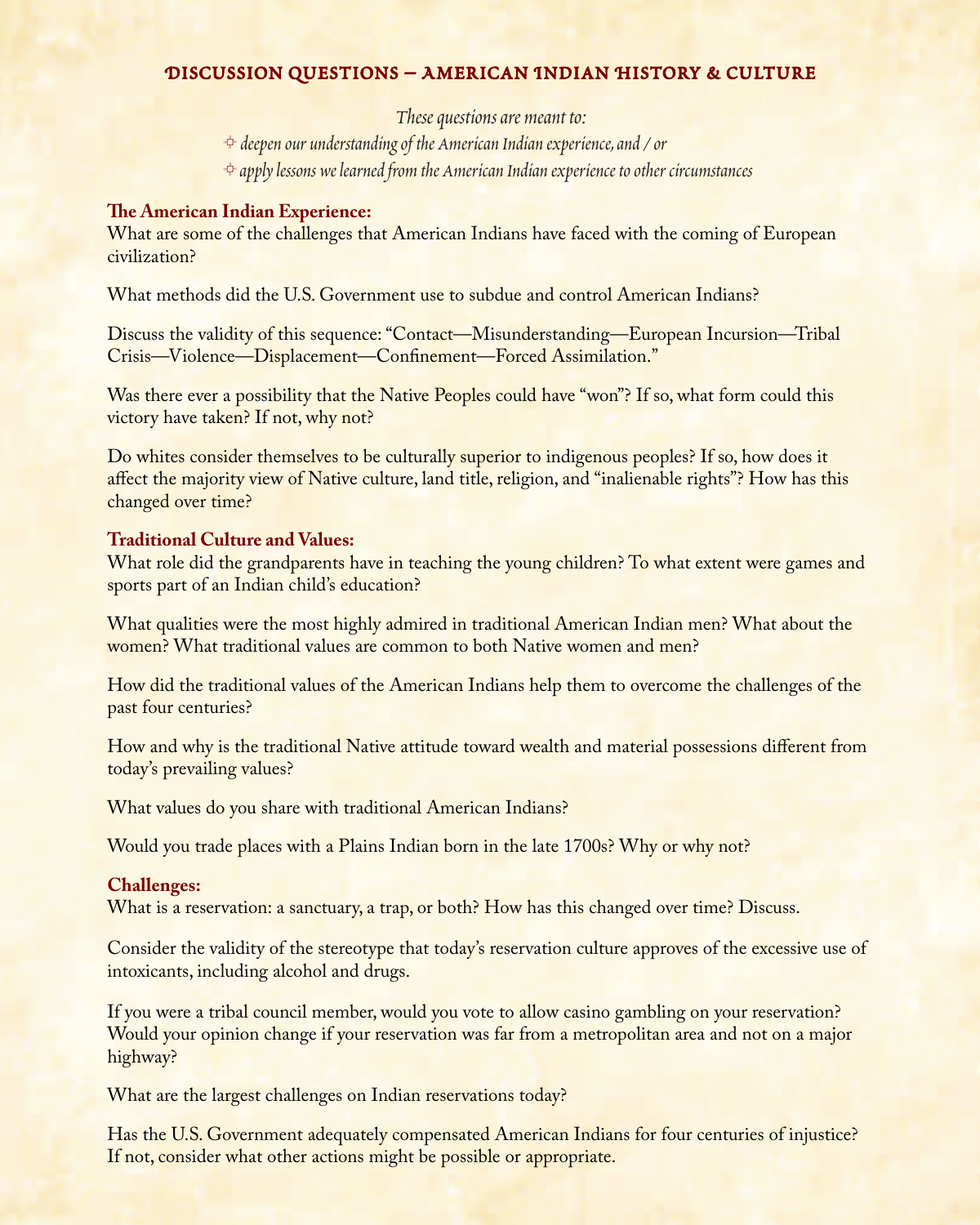# Discussion Questions – American Indian History & Culture

*These questions are meant to:*

- *deepen our understanding of the American Indian experience, and / or*
- *apply lessons we learned from the American Indian experience to other circumstances*

## The American Indian Experience:

What are some of the challenges that American Indians have faced with the coming of European civilization?

What methods did the U.S. Government use to subdue and control American Indians?

Discuss the validity of this sequence: "Contact—Misunderstanding—European Incursion—Tribal Crisis—Violence—Displacement—Confinement—Forced Assimilation."

Was there ever a possibility that the Native Peoples could have "won"? If so, what form could this victory have taken? If not, why not?

Do whites consider themselves to be culturally superior to indigenous peoples? If so, how does it affect the majority view of Native culture, land title, religion, and "inalienable rights"? How has this changed over time?

## Traditional Culture and Values:

What role did the grandparents have in teaching the young children? To what extent were games and sports part of an Indian child's education?

What qualities were the most highly admired in traditional American Indian men? What about the women? What traditional values are common to both Native women and men?

How did the traditional values of the American Indians help them to overcome the challenges of the past four centuries?

How and why is the traditional Native attitude toward wealth and material possessions different from today's prevailing values?

What values do you share with traditional American Indians?

Would you trade places with a Plains Indian born in the late 1700s? Why or why not?

## Challenges:

What is a reservation: a sanctuary, a trap, or both? How has this changed over time? Discuss.

Consider the validity of the stereotype that today's reservation culture approves of the excessive use of intoxicants, including alcohol and drugs.

If you were a tribal council member, would you vote to allow casino gambling on your reservation? Would your opinion change if your reservation was far from a metropolitan area and not on a major highway?

What are the largest challenges on Indian reservations today?

Has the U.S. Government adequately compensated American Indians for four centuries of injustice? If not, consider what other actions might be possible or appropriate.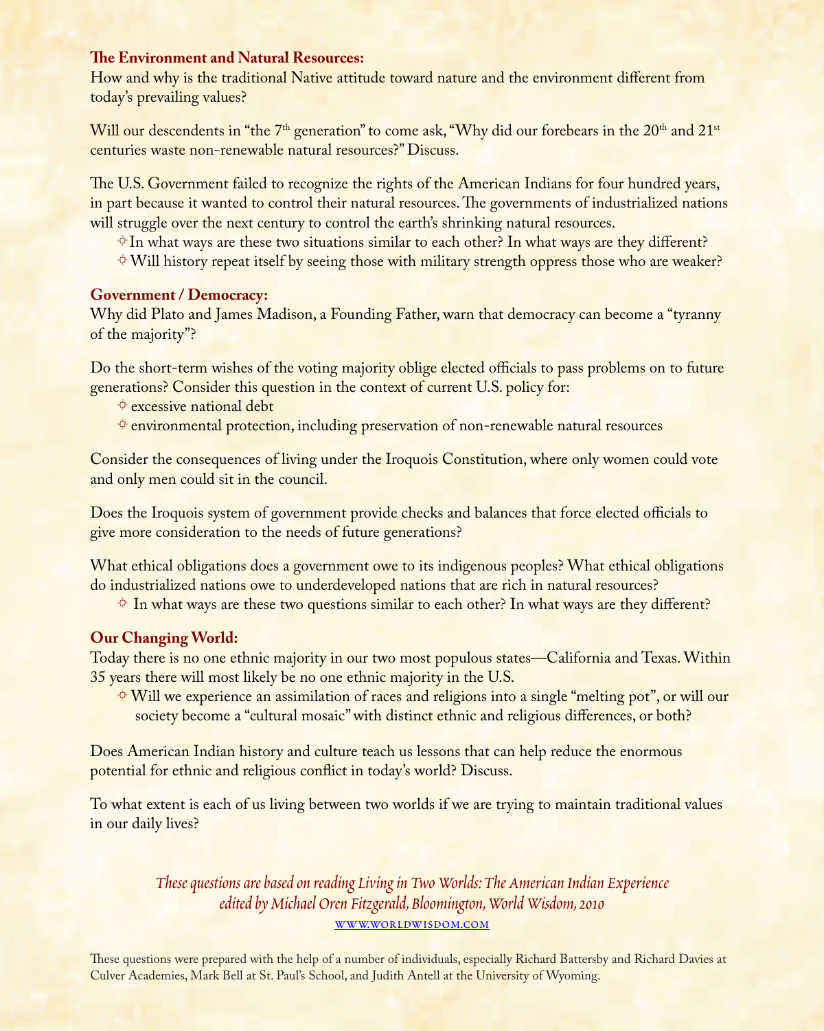### The Environment and Natural Resources:

How and why is the traditional Native attitude toward nature and the environment different from today's prevailing values?

Will our descendents in "the 7th generation" to come ask, "Why did our forebears in the 20th and 21st centuries waste non-renewable natural resources?" Discuss.

The U.S. Government failed to recognize the rights of the American Indians for four hundred years, in part because it wanted to control their natural resources. The governments of industrialized nations will struggle over the next century to control the earth's shrinking natural resources.

- In what ways are these two situations similar to each other? In what ways are they different?
- Will history repeat itself by seeing those with military strength oppress those who are weaker?

### Government / Democracy:

Why did Plato and James Madison, a Founding Father, warn that democracy can become a "tyranny of the majority"?

Do the short-term wishes of the voting majority oblige elected officials to pass problems on to future generations? Consider this question in the context of current U.S. policy for:

- excessive national debt
- environmental protection, including preservation of non-renewable natural resources

Consider the consequences of living under the Iroquois Constitution, where only women could vote and only men could sit in the council.

Does the Iroquois system of government provide checks and balances that force elected officials to give more consideration to the needs of future generations?

What ethical obligations does a government owe to its indigenous peoples? What ethical obligations do industrialized nations owe to underdeveloped nations that are rich in natural resources?

- In what ways are these two questions similar to each other? In what ways are they different?

### Our Changing World:

Today there is no one ethnic majority in our two most populous states—California and Texas. Within 35 years there will most likely be no one ethnic majority in the U.S.

- Will we experience an assimilation of races and religions into a single "melting pot", or will our society become a "cultural mosaic" with distinct ethnic and religious differences, or both?

Does American Indian history and culture teach us lessons that can help reduce the enormous potential for ethnic and religious conflict in today's world? Discuss.

To what extent is each of us living between two worlds if we are trying to maintain traditional values in our daily lives?

*These questions are based on reading Living in Two Worlds: The American Indian Experience edited by Michael Oren Fitzgerald, Bloomington, World Wisdom, 2010*

WWW.WORLDWISDOM.COM

These questions were prepared with the help of a number of individuals, especially Richard Battersby and Richard Davies at Culver Academies, Mark Bell at St. Paul's School, and Judith Antell at the University of Wyoming.